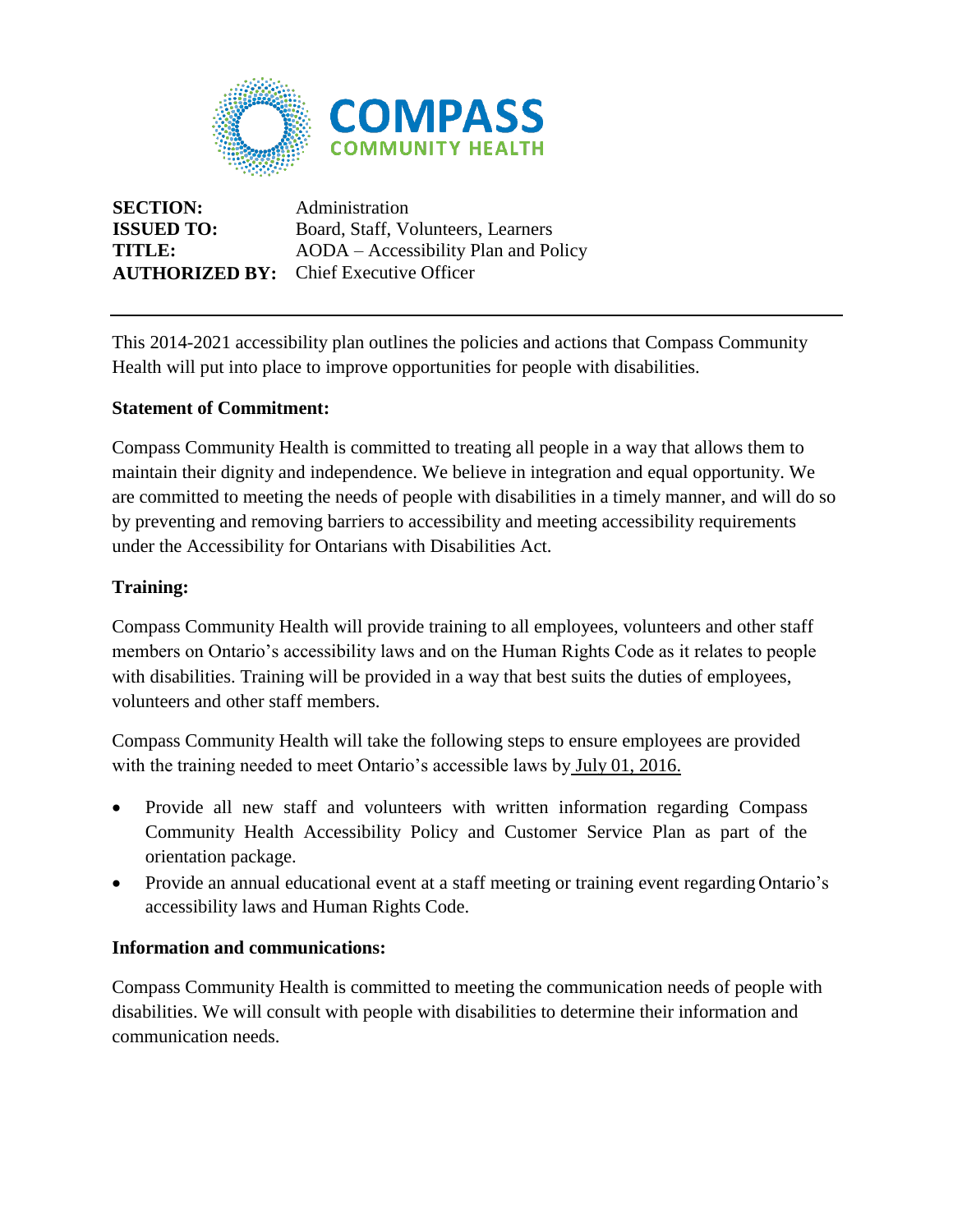**COMPASS**
**COMMUNITY HEALTH**

| | |
|---|---|
| **SECTION:** | Administration |
| **ISSUED TO:** | Board, Staff, Volunteers, Learners |
| **TITLE:** | AODA – Accessibility Plan and Policy |
| **AUTHORIZED BY:** | Chief Executive Officer |

---

This 2014-2021 accessibility plan outlines the policies and actions that Compass Community Health will put into place to improve opportunities for people with disabilities.

**Statement of Commitment:**

Compass Community Health is committed to treating all people in a way that allows them to maintain their dignity and independence. We believe in integration and equal opportunity. We are committed to meeting the needs of people with disabilities in a timely manner, and will do so by preventing and removing barriers to accessibility and meeting accessibility requirements under the Accessibility for Ontarians with Disabilities Act.

**Training:**

Compass Community Health will provide training to all employees, volunteers and other staff members on Ontario's accessibility laws and on the Human Rights Code as it relates to people with disabilities. Training will be provided in a way that best suits the duties of employees, volunteers and other staff members.

Compass Community Health will take the following steps to ensure employees are provided with the training needed to meet Ontario's accessible laws by July 01, 2016.

- Provide all new staff and volunteers with written information regarding Compass Community Health Accessibility Policy and Customer Service Plan as part of the orientation package.
- Provide an annual educational event at a staff meeting or training event regarding Ontario's accessibility laws and Human Rights Code.

**Information and communications:**

Compass Community Health is committed to meeting the communication needs of people with disabilities. We will consult with people with disabilities to determine their information and communication needs.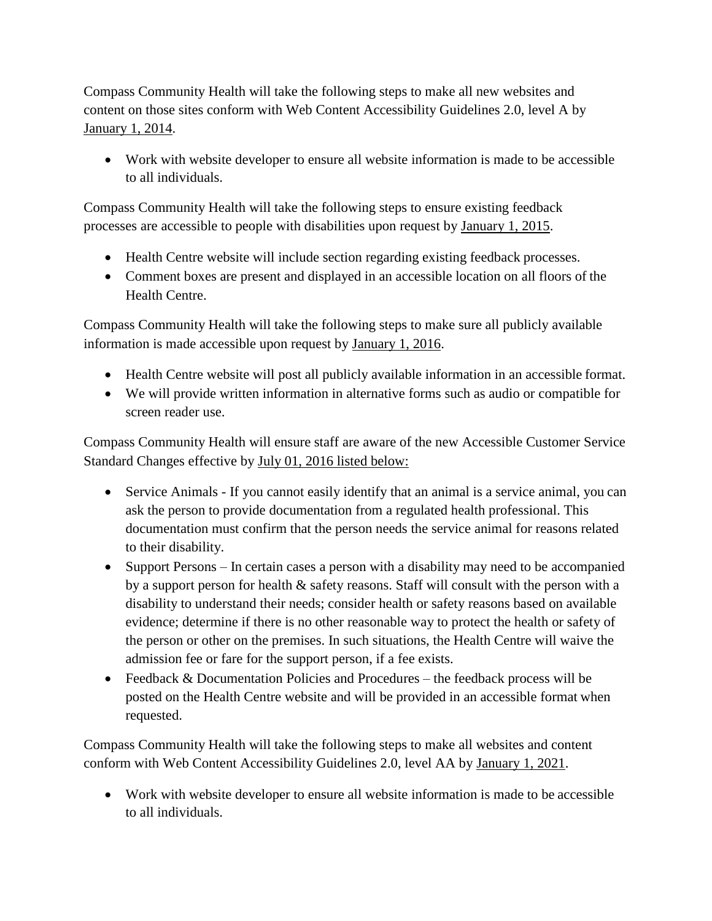Compass Community Health will take the following steps to make all new websites and content on those sites conform with Web Content Accessibility Guidelines 2.0, level A by January 1, 2014.

- Work with website developer to ensure all website information is made to be accessible to all individuals.

Compass Community Health will take the following steps to ensure existing feedback processes are accessible to people with disabilities upon request by January 1, 2015.

- Health Centre website will include section regarding existing feedback processes.
- Comment boxes are present and displayed in an accessible location on all floors of the Health Centre.

Compass Community Health will take the following steps to make sure all publicly available information is made accessible upon request by January 1, 2016.

- Health Centre website will post all publicly available information in an accessible format.
- We will provide written information in alternative forms such as audio or compatible for screen reader use.

Compass Community Health will ensure staff are aware of the new Accessible Customer Service Standard Changes effective by July 01, 2016 listed below:

- Service Animals - If you cannot easily identify that an animal is a service animal, you can ask the person to provide documentation from a regulated health professional. This documentation must confirm that the person needs the service animal for reasons related to their disability.
- Support Persons – In certain cases a person with a disability may need to be accompanied by a support person for health & safety reasons. Staff will consult with the person with a disability to understand their needs; consider health or safety reasons based on available evidence; determine if there is no other reasonable way to protect the health or safety of the person or other on the premises. In such situations, the Health Centre will waive the admission fee or fare for the support person, if a fee exists.
- Feedback & Documentation Policies and Procedures – the feedback process will be posted on the Health Centre website and will be provided in an accessible format when requested.

Compass Community Health will take the following steps to make all websites and content conform with Web Content Accessibility Guidelines 2.0, level AA by January 1, 2021.

- Work with website developer to ensure all website information is made to be accessible to all individuals.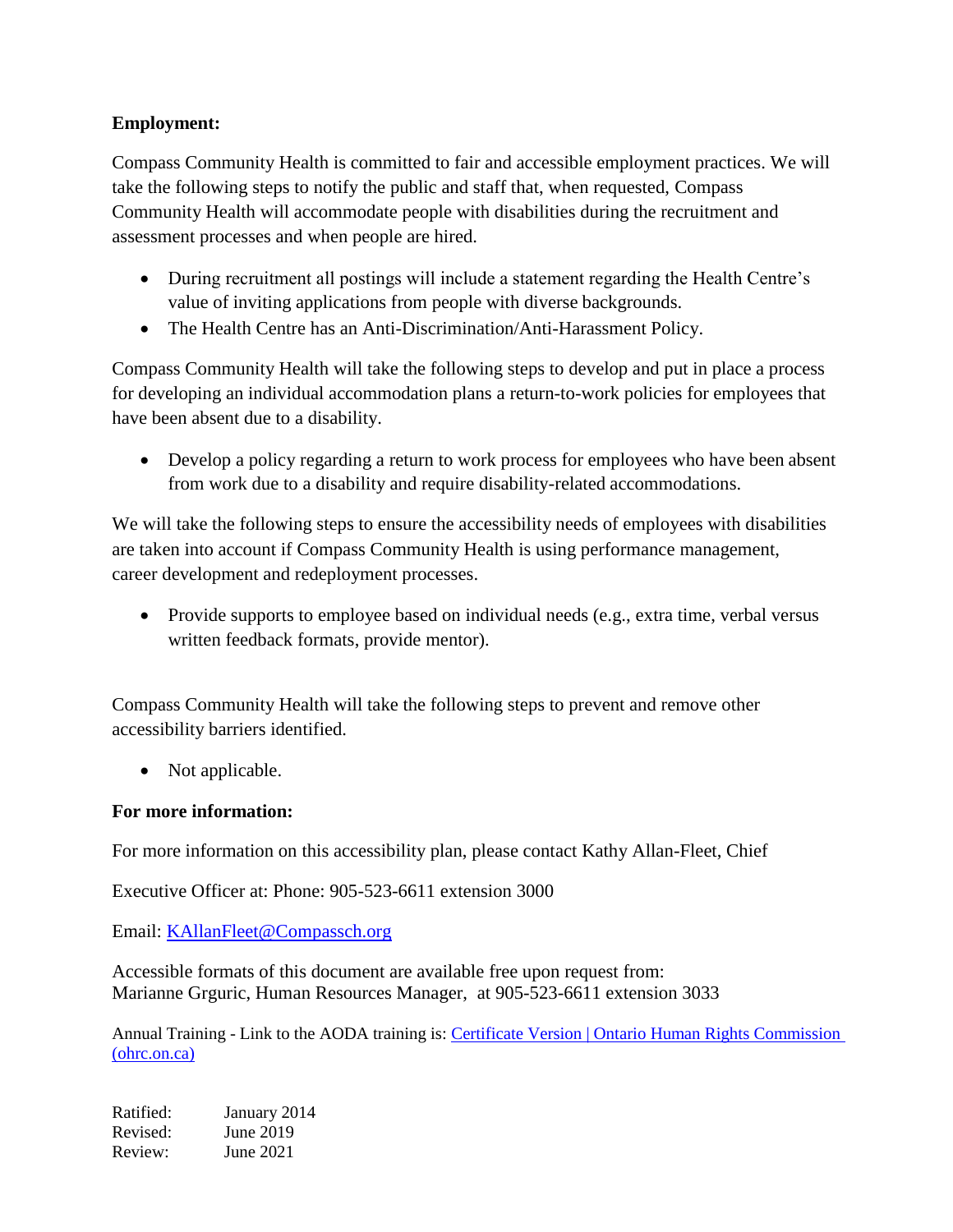**Employment:**

Compass Community Health is committed to fair and accessible employment practices. We will take the following steps to notify the public and staff that, when requested, Compass Community Health will accommodate people with disabilities during the recruitment and assessment processes and when people are hired.

- During recruitment all postings will include a statement regarding the Health Centre's value of inviting applications from people with diverse backgrounds.
- The Health Centre has an Anti-Discrimination/Anti-Harassment Policy.

Compass Community Health will take the following steps to develop and put in place a process for developing an individual accommodation plans a return-to-work policies for employees that have been absent due to a disability.

- Develop a policy regarding a return to work process for employees who have been absent from work due to a disability and require disability-related accommodations.

We will take the following steps to ensure the accessibility needs of employees with disabilities are taken into account if Compass Community Health is using performance management, career development and redeployment processes.

- Provide supports to employee based on individual needs (e.g., extra time, verbal versus written feedback formats, provide mentor).

Compass Community Health will take the following steps to prevent and remove other accessibility barriers identified.

- Not applicable.

**For more information:**

For more information on this accessibility plan, please contact Kathy Allan-Fleet, Chief

Executive Officer at: Phone: 905-523-6611 extension 3000

Email: [KAllanFleet@Compassch.org](mailto:KAllanFleet@Compassch.org)

Accessible formats of this document are available free upon request from:
Marianne Grguric, Human Resources Manager, at 905-523-6611 extension 3033

Annual Training - Link to the AODA training is: Certificate Version | Ontario Human Rights Commission (ohrc.on.ca)

| | |
|---|---|
| Ratified: | January 2014 |
| Revised: | June 2019 |
| Review: | June 2021 |